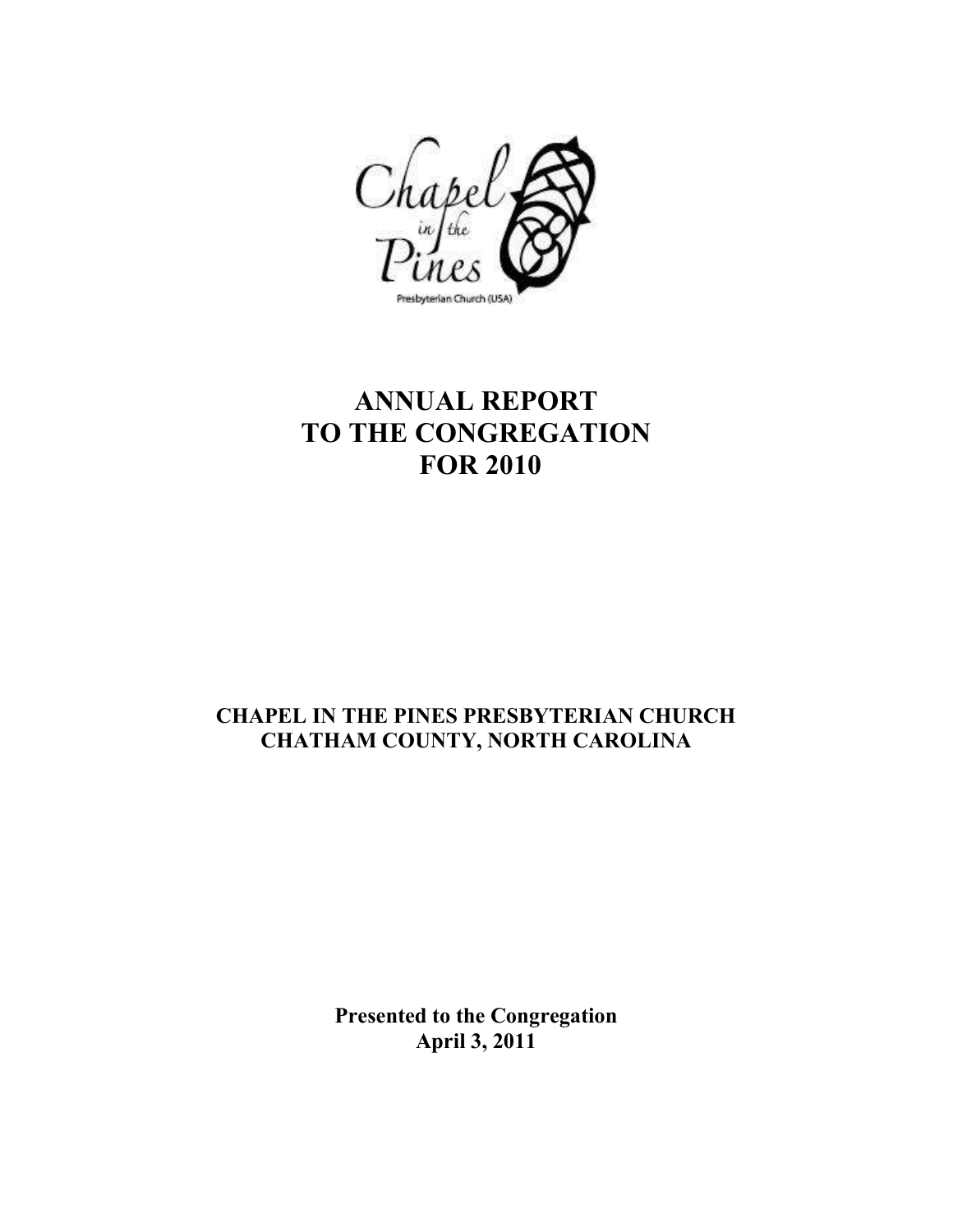Chapel in the Pines

Presbyterian Church (USA)

# ANNUAL REPORT
# TO THE CONGREGATION
# FOR 2010

**CHAPEL IN THE PINES PRESBYTERIAN CHURCH**
**CHATHAM COUNTY, NORTH CAROLINA**

**Presented to the Congregation**
**April 3, 2011**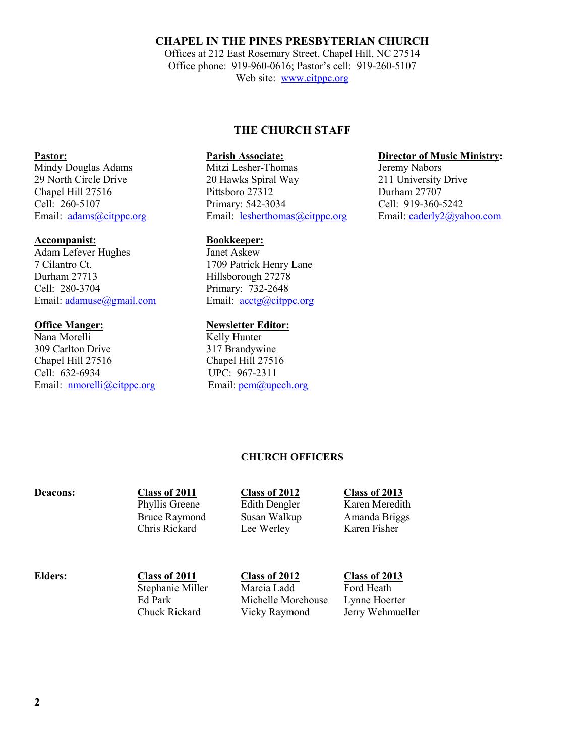# CHAPEL IN THE PINES PRESBYTERIAN CHURCH

Offices at 212 East Rosemary Street, Chapel Hill, NC 27514
Office phone: 919-960-0616; Pastor's cell: 919-260-5107
Web site: www.citppc.org

## THE CHURCH STAFF

**Pastor:**
Mindy Douglas Adams
29 North Circle Drive
Chapel Hill 27516
Cell: 260-5107
Email: adams@citppc.org

**Parish Associate:**
Mitzi Lesher-Thomas
20 Hawks Spiral Way
Pittsboro 27312
Primary: 542-3034
Email: lesherthomas@citppc.org

**Director of Music Ministry:**
Jeremy Nabors
211 University Drive
Durham 27707
Cell: 919-360-5242
Email: caderly2@yahoo.com

**Accompanist:**
Adam Lefever Hughes
7 Cilantro Ct.
Durham 27713
Cell: 280-3704
Email: adamuse@gmail.com

**Bookkeeper:**
Janet Askew
1709 Patrick Henry Lane
Hillsborough 27278
Primary: 732-2648
Email: acctg@citppc.org

**Office Manger:**
Nana Morelli
309 Carlton Drive
Chapel Hill 27516
Cell: 632-6934
Email: nmorelli@citppc.org

**Newsletter Editor:**
Kelly Hunter
317 Brandywine
Chapel Hill 27516
UPC: 967-2311
Email: pcm@upcch.org

## CHURCH OFFICERS

| | Class of 2011 | Class of 2012 | Class of 2013 |
|---|---|---|---|
| **Deacons:** | Phyllis Greene | Edith Dengler | Karen Meredith |
| | Bruce Raymond | Susan Walkup | Amanda Briggs |
| | Chris Rickard | Lee Werley | Karen Fisher |

| | Class of 2011 | Class of 2012 | Class of 2013 |
|---|---|---|---|
| **Elders:** | Stephanie Miller | Marcia Ladd | Ford Heath |
| | Ed Park | Michelle Morehouse | Lynne Hoerter |
| | Chuck Rickard | Vicky Raymond | Jerry Wehmueller |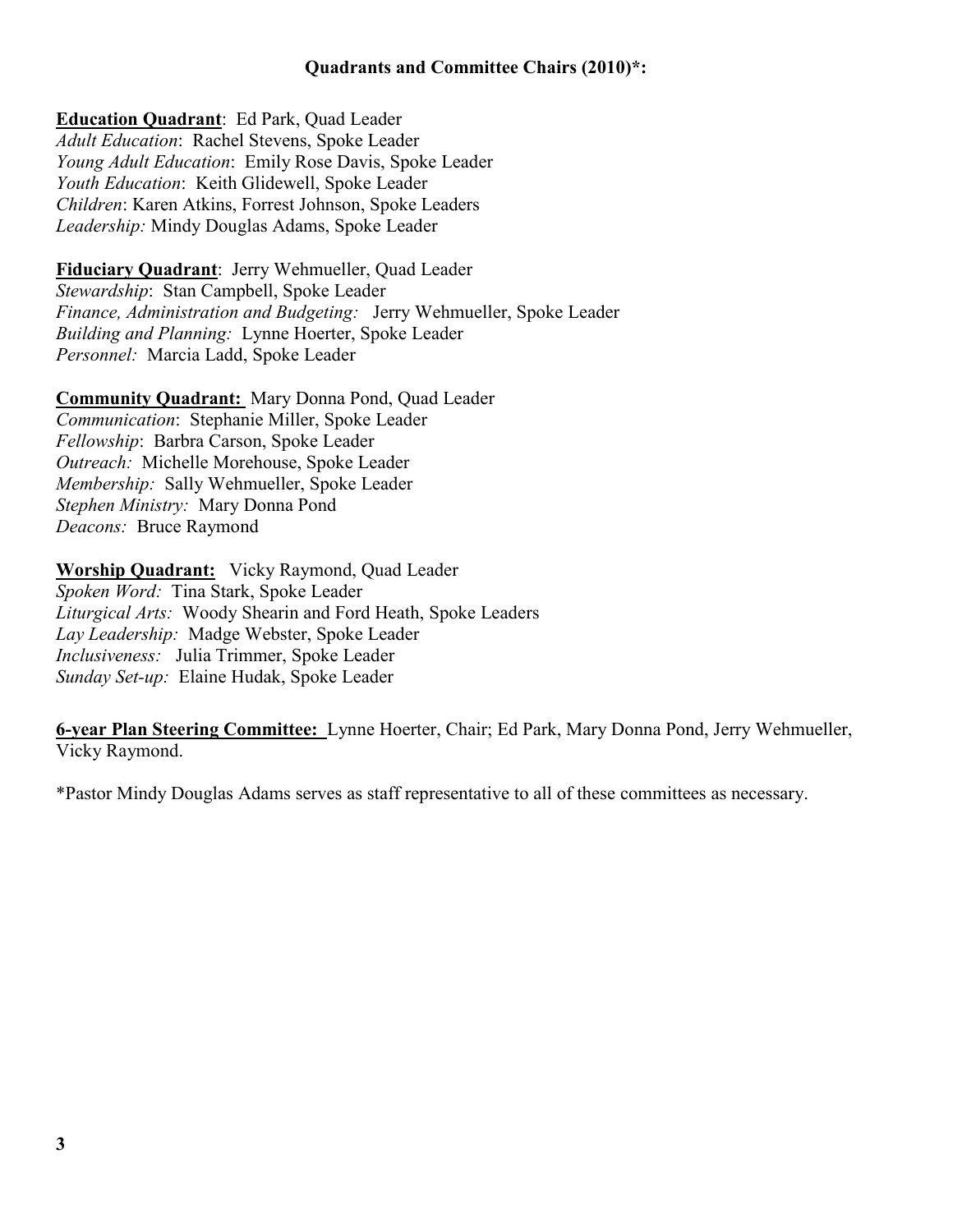## Quadrants and Committee Chairs (2010)*:

**Education Quadrant**: Ed Park, Quad Leader
*Adult Education*: Rachel Stevens, Spoke Leader
*Young Adult Education*: Emily Rose Davis, Spoke Leader
*Youth Education*: Keith Glidewell, Spoke Leader
*Children*: Karen Atkins, Forrest Johnson, Spoke Leaders
*Leadership:* Mindy Douglas Adams, Spoke Leader

**Fiduciary Quadrant**: Jerry Wehmueller, Quad Leader
*Stewardship*: Stan Campbell, Spoke Leader
*Finance, Administration and Budgeting:* Jerry Wehmueller, Spoke Leader
*Building and Planning:* Lynne Hoerter, Spoke Leader
*Personnel:* Marcia Ladd, Spoke Leader

**Community Quadrant:** Mary Donna Pond, Quad Leader
*Communication*: Stephanie Miller, Spoke Leader
*Fellowship*: Barbra Carson, Spoke Leader
*Outreach:* Michelle Morehouse, Spoke Leader
*Membership:* Sally Wehmueller, Spoke Leader
*Stephen Ministry:* Mary Donna Pond
*Deacons:* Bruce Raymond

**Worship Quadrant:** Vicky Raymond, Quad Leader
*Spoken Word:* Tina Stark, Spoke Leader
*Liturgical Arts:* Woody Shearin and Ford Heath, Spoke Leaders
*Lay Leadership:* Madge Webster, Spoke Leader
*Inclusiveness:* Julia Trimmer, Spoke Leader
*Sunday Set-up:* Elaine Hudak, Spoke Leader

**6-year Plan Steering Committee:** Lynne Hoerter, Chair; Ed Park, Mary Donna Pond, Jerry Wehmueller, Vicky Raymond.

*Pastor Mindy Douglas Adams serves as staff representative to all of these committees as necessary.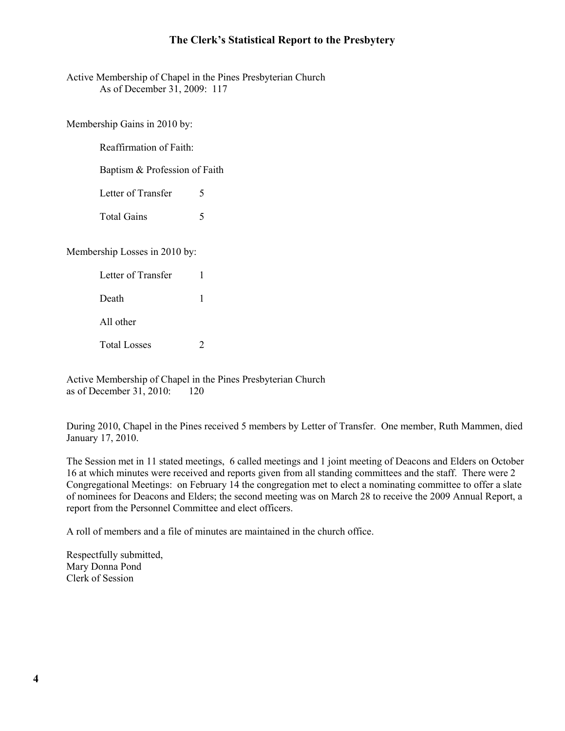## The Clerk's Statistical Report to the Presbytery

Active Membership of Chapel in the Pines Presbyterian Church
As of December 31, 2009: 117

Membership Gains in 2010 by:

| | |
|---|---|
| Reaffirmation of Faith: | |
| Baptism & Profession of Faith | |
| Letter of Transfer | 5 |
| Total Gains | 5 |

Membership Losses in 2010 by:

| | |
|---|---|
| Letter of Transfer | 1 |
| Death | 1 |
| All other | |
| Total Losses | 2 |

Active Membership of Chapel in the Pines Presbyterian Church
as of December 31, 2010: 120

During 2010, Chapel in the Pines received 5 members by Letter of Transfer. One member, Ruth Mammen, died January 17, 2010.

The Session met in 11 stated meetings, 6 called meetings and 1 joint meeting of Deacons and Elders on October 16 at which minutes were received and reports given from all standing committees and the staff. There were 2 Congregational Meetings: on February 14 the congregation met to elect a nominating committee to offer a slate of nominees for Deacons and Elders; the second meeting was on March 28 to receive the 2009 Annual Report, a report from the Personnel Committee and elect officers.

A roll of members and a file of minutes are maintained in the church office.

Respectfully submitted,
Mary Donna Pond
Clerk of Session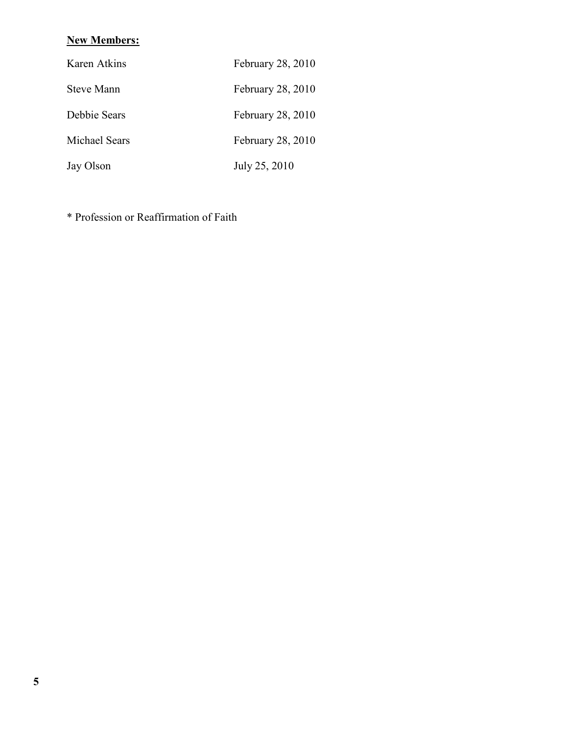**New Members:**

| | |
|---|---|
| Karen Atkins | February 28, 2010 |
| Steve Mann | February 28, 2010 |
| Debbie Sears | February 28, 2010 |
| Michael Sears | February 28, 2010 |
| Jay Olson | July 25, 2010 |

* Profession or Reaffirmation of Faith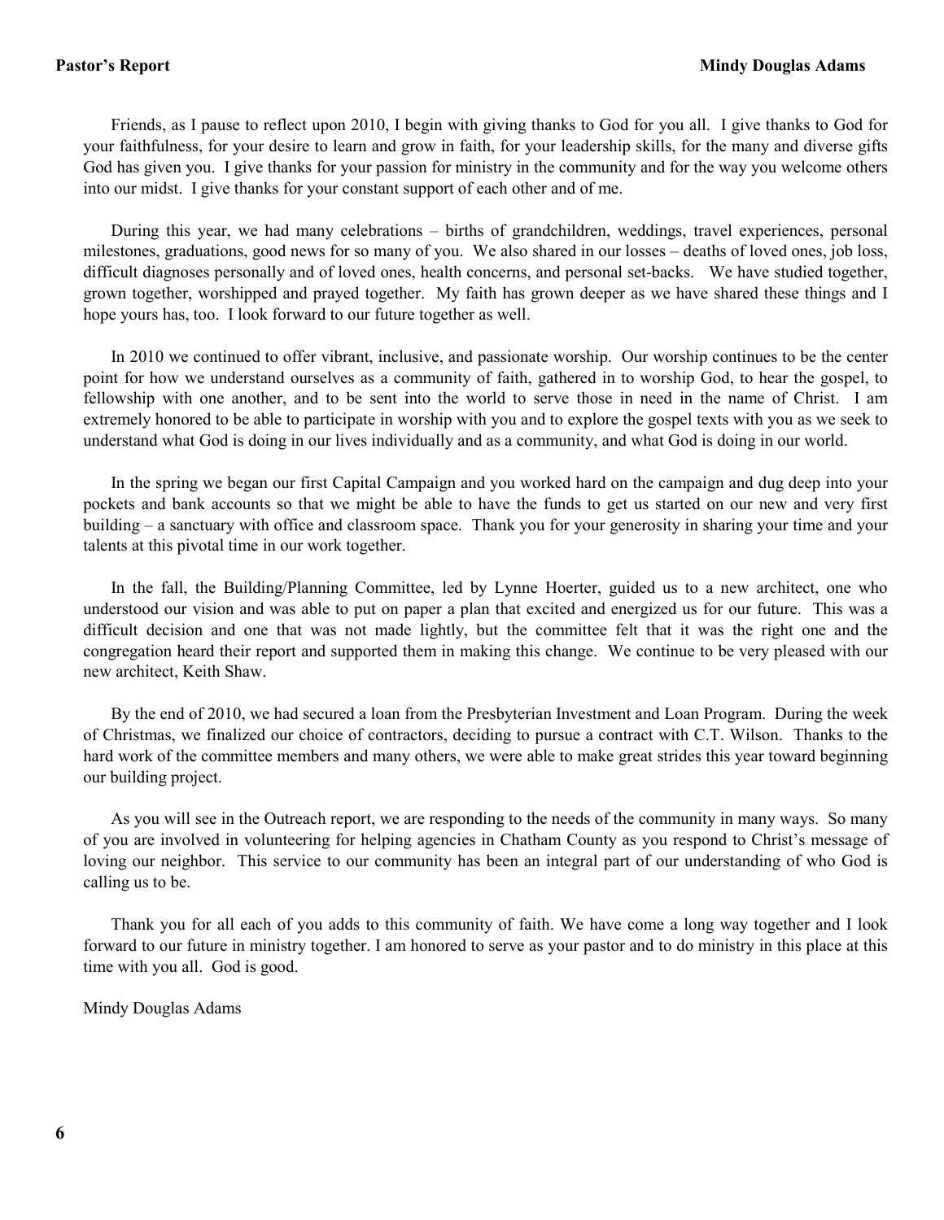## Pastor's Report — Mindy Douglas Adams

Friends, as I pause to reflect upon 2010, I begin with giving thanks to God for you all. I give thanks to God for your faithfulness, for your desire to learn and grow in faith, for your leadership skills, for the many and diverse gifts God has given you. I give thanks for your passion for ministry in the community and for the way you welcome others into our midst. I give thanks for your constant support of each other and of me.

During this year, we had many celebrations – births of grandchildren, weddings, travel experiences, personal milestones, graduations, good news for so many of you. We also shared in our losses – deaths of loved ones, job loss, difficult diagnoses personally and of loved ones, health concerns, and personal set-backs. We have studied together, grown together, worshipped and prayed together. My faith has grown deeper as we have shared these things and I hope yours has, too. I look forward to our future together as well.

In 2010 we continued to offer vibrant, inclusive, and passionate worship. Our worship continues to be the center point for how we understand ourselves as a community of faith, gathered in to worship God, to hear the gospel, to fellowship with one another, and to be sent into the world to serve those in need in the name of Christ. I am extremely honored to be able to participate in worship with you and to explore the gospel texts with you as we seek to understand what God is doing in our lives individually and as a community, and what God is doing in our world.

In the spring we began our first Capital Campaign and you worked hard on the campaign and dug deep into your pockets and bank accounts so that we might be able to have the funds to get us started on our new and very first building – a sanctuary with office and classroom space. Thank you for your generosity in sharing your time and your talents at this pivotal time in our work together.

In the fall, the Building/Planning Committee, led by Lynne Hoerter, guided us to a new architect, one who understood our vision and was able to put on paper a plan that excited and energized us for our future. This was a difficult decision and one that was not made lightly, but the committee felt that it was the right one and the congregation heard their report and supported them in making this change. We continue to be very pleased with our new architect, Keith Shaw.

By the end of 2010, we had secured a loan from the Presbyterian Investment and Loan Program. During the week of Christmas, we finalized our choice of contractors, deciding to pursue a contract with C.T. Wilson. Thanks to the hard work of the committee members and many others, we were able to make great strides this year toward beginning our building project.

As you will see in the Outreach report, we are responding to the needs of the community in many ways. So many of you are involved in volunteering for helping agencies in Chatham County as you respond to Christ's message of loving our neighbor. This service to our community has been an integral part of our understanding of who God is calling us to be.

Thank you for all each of you adds to this community of faith. We have come a long way together and I look forward to our future in ministry together. I am honored to serve as your pastor and to do ministry in this place at this time with you all. God is good.

Mindy Douglas Adams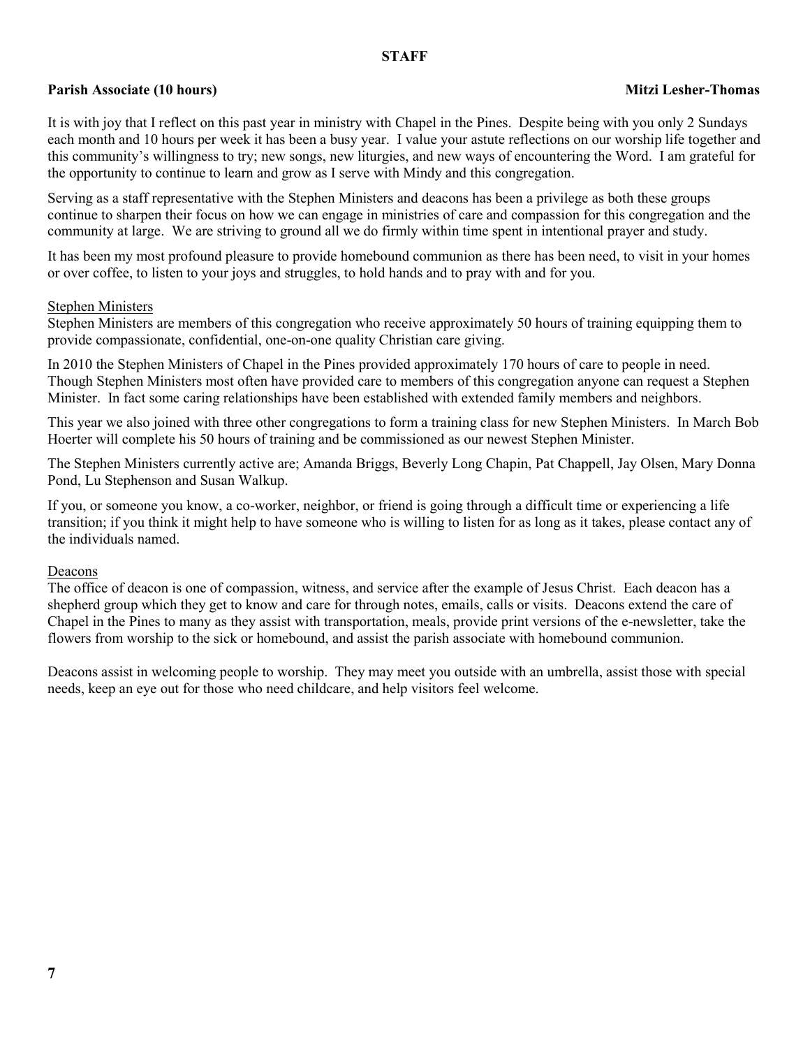## STAFF

**Parish Associate (10 hours)** **Mitzi Lesher-Thomas**

It is with joy that I reflect on this past year in ministry with Chapel in the Pines. Despite being with you only 2 Sundays each month and 10 hours per week it has been a busy year. I value your astute reflections on our worship life together and this community's willingness to try; new songs, new liturgies, and new ways of encountering the Word. I am grateful for the opportunity to continue to learn and grow as I serve with Mindy and this congregation.

Serving as a staff representative with the Stephen Ministers and deacons has been a privilege as both these groups continue to sharpen their focus on how we can engage in ministries of care and compassion for this congregation and the community at large. We are striving to ground all we do firmly within time spent in intentional prayer and study.

It has been my most profound pleasure to provide homebound communion as there has been need, to visit in your homes or over coffee, to listen to your joys and struggles, to hold hands and to pray with and for you.

### Stephen Ministers

Stephen Ministers are members of this congregation who receive approximately 50 hours of training equipping them to provide compassionate, confidential, one-on-one quality Christian care giving.

In 2010 the Stephen Ministers of Chapel in the Pines provided approximately 170 hours of care to people in need. Though Stephen Ministers most often have provided care to members of this congregation anyone can request a Stephen Minister. In fact some caring relationships have been established with extended family members and neighbors.

This year we also joined with three other congregations to form a training class for new Stephen Ministers. In March Bob Hoerter will complete his 50 hours of training and be commissioned as our newest Stephen Minister.

The Stephen Ministers currently active are; Amanda Briggs, Beverly Long Chapin, Pat Chappell, Jay Olsen, Mary Donna Pond, Lu Stephenson and Susan Walkup.

If you, or someone you know, a co-worker, neighbor, or friend is going through a difficult time or experiencing a life transition; if you think it might help to have someone who is willing to listen for as long as it takes, please contact any of the individuals named.

### Deacons

The office of deacon is one of compassion, witness, and service after the example of Jesus Christ. Each deacon has a shepherd group which they get to know and care for through notes, emails, calls or visits. Deacons extend the care of Chapel in the Pines to many as they assist with transportation, meals, provide print versions of the e-newsletter, take the flowers from worship to the sick or homebound, and assist the parish associate with homebound communion.

Deacons assist in welcoming people to worship. They may meet you outside with an umbrella, assist those with special needs, keep an eye out for those who need childcare, and help visitors feel welcome.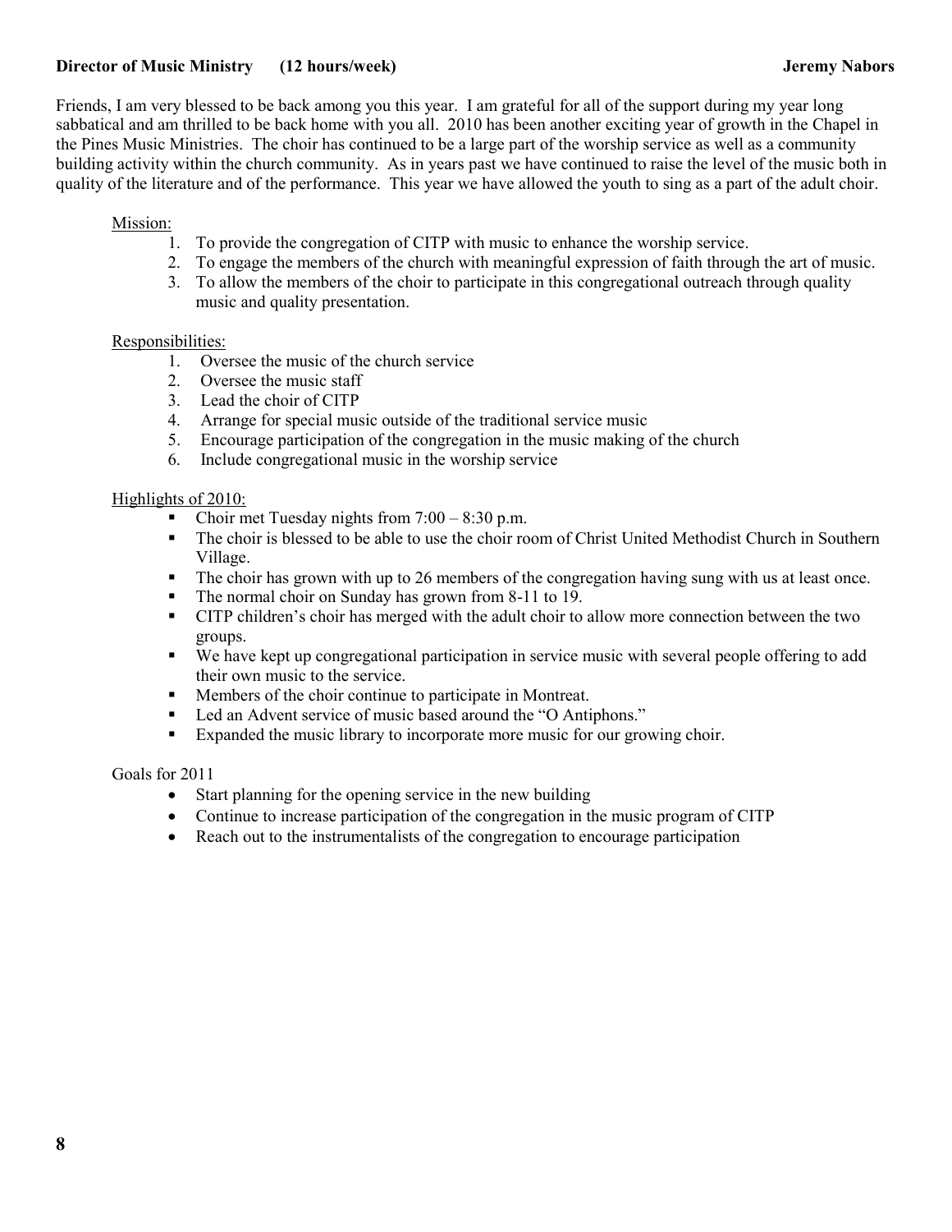**Director of Music Ministry (12 hours/week) Jeremy Nabors**

Friends, I am very blessed to be back among you this year. I am grateful for all of the support during my year long sabbatical and am thrilled to be back home with you all. 2010 has been another exciting year of growth in the Chapel in the Pines Music Ministries. The choir has continued to be a large part of the worship service as well as a community building activity within the church community. As in years past we have continued to raise the level of the music both in quality of the literature and of the performance. This year we have allowed the youth to sing as a part of the adult choir.

Mission:

1. To provide the congregation of CITP with music to enhance the worship service.
2. To engage the members of the church with meaningful expression of faith through the art of music.
3. To allow the members of the choir to participate in this congregational outreach through quality music and quality presentation.

Responsibilities:

1. Oversee the music of the church service
2. Oversee the music staff
3. Lead the choir of CITP
4. Arrange for special music outside of the traditional service music
5. Encourage participation of the congregation in the music making of the church
6. Include congregational music in the worship service

Highlights of 2010:

- Choir met Tuesday nights from 7:00 – 8:30 p.m.
- The choir is blessed to be able to use the choir room of Christ United Methodist Church in Southern Village.
- The choir has grown with up to 26 members of the congregation having sung with us at least once.
- The normal choir on Sunday has grown from 8-11 to 19.
- CITP children's choir has merged with the adult choir to allow more connection between the two groups.
- We have kept up congregational participation in service music with several people offering to add their own music to the service.
- Members of the choir continue to participate in Montreat.
- Led an Advent service of music based around the "O Antiphons."
- Expanded the music library to incorporate more music for our growing choir.

Goals for 2011

- Start planning for the opening service in the new building
- Continue to increase participation of the congregation in the music program of CITP
- Reach out to the instrumentalists of the congregation to encourage participation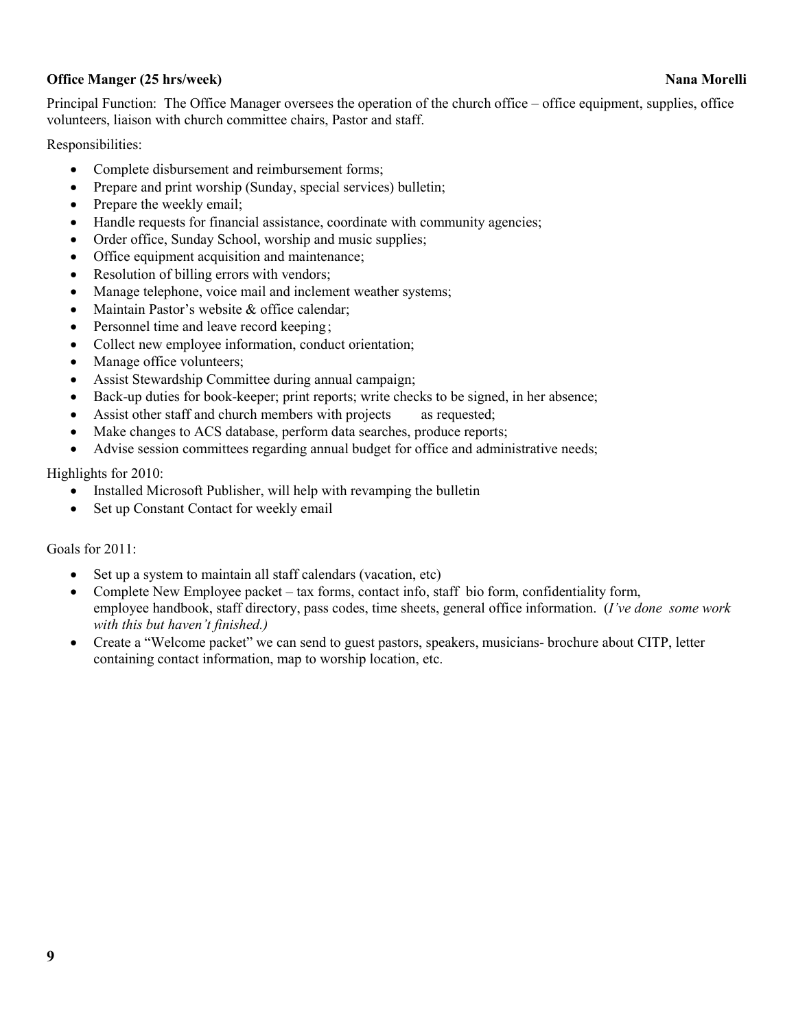**Office Manger (25 hrs/week)** **Nana Morelli**

Principal Function: The Office Manager oversees the operation of the church office – office equipment, supplies, office volunteers, liaison with church committee chairs, Pastor and staff.

Responsibilities:

- Complete disbursement and reimbursement forms;
- Prepare and print worship (Sunday, special services) bulletin;
- Prepare the weekly email;
- Handle requests for financial assistance, coordinate with community agencies;
- Order office, Sunday School, worship and music supplies;
- Office equipment acquisition and maintenance;
- Resolution of billing errors with vendors;
- Manage telephone, voice mail and inclement weather systems;
- Maintain Pastor's website & office calendar;
- Personnel time and leave record keeping;
- Collect new employee information, conduct orientation;
- Manage office volunteers;
- Assist Stewardship Committee during annual campaign;
- Back-up duties for book-keeper; print reports; write checks to be signed, in her absence;
- Assist other staff and church members with projects as requested;
- Make changes to ACS database, perform data searches, produce reports;
- Advise session committees regarding annual budget for office and administrative needs;

Highlights for 2010:

- Installed Microsoft Publisher, will help with revamping the bulletin
- Set up Constant Contact for weekly email

Goals for 2011:

- Set up a system to maintain all staff calendars (vacation, etc)
- Complete New Employee packet – tax forms, contact info, staff bio form, confidentiality form, employee handbook, staff directory, pass codes, time sheets, general office information. (*I've done some work with this but haven't finished.)*
- Create a "Welcome packet" we can send to guest pastors, speakers, musicians- brochure about CITP, letter containing contact information, map to worship location, etc.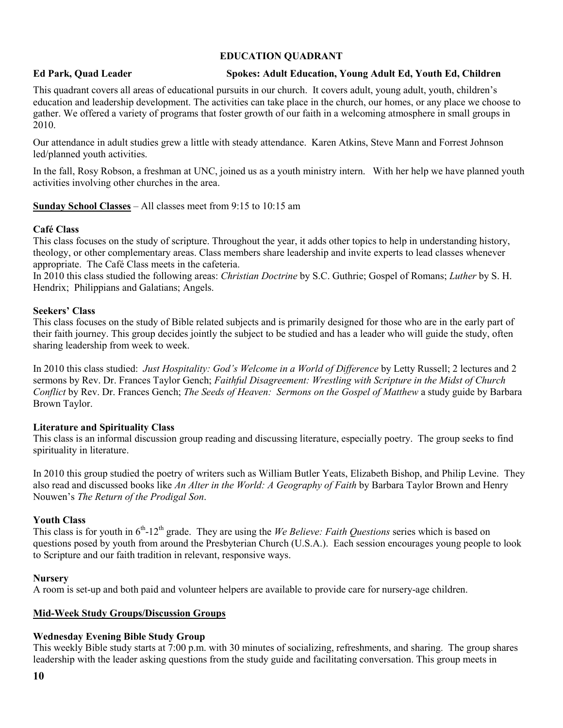# EDUCATION QUADRANT

**Ed Park, Quad Leader** **Spokes: Adult Education, Young Adult Ed, Youth Ed, Children**

This quadrant covers all areas of educational pursuits in our church. It covers adult, young adult, youth, children's education and leadership development. The activities can take place in the church, our homes, or any place we choose to gather. We offered a variety of programs that foster growth of our faith in a welcoming atmosphere in small groups in 2010.

Our attendance in adult studies grew a little with steady attendance. Karen Atkins, Steve Mann and Forrest Johnson led/planned youth activities.

In the fall, Rosy Robson, a freshman at UNC, joined us as a youth ministry intern. With her help we have planned youth activities involving other churches in the area.

**Sunday School Classes** – All classes meet from 9:15 to 10:15 am

### Café Class

This class focuses on the study of scripture. Throughout the year, it adds other topics to help in understanding history, theology, or other complementary areas. Class members share leadership and invite experts to lead classes whenever appropriate. The Café Class meets in the cafeteria.

In 2010 this class studied the following areas: *Christian Doctrine* by S.C. Guthrie; Gospel of Romans; *Luther* by S. H. Hendrix; Philippians and Galatians; Angels.

### Seekers' Class

This class focuses on the study of Bible related subjects and is primarily designed for those who are in the early part of their faith journey. This group decides jointly the subject to be studied and has a leader who will guide the study, often sharing leadership from week to week.

In 2010 this class studied: *Just Hospitality: God's Welcome in a World of Difference* by Letty Russell; 2 lectures and 2 sermons by Rev. Dr. Frances Taylor Gench; *Faithful Disagreement: Wrestling with Scripture in the Midst of Church Conflict* by Rev. Dr. Frances Gench; *The Seeds of Heaven: Sermons on the Gospel of Matthew* a study guide by Barbara Brown Taylor.

### Literature and Spirituality Class

This class is an informal discussion group reading and discussing literature, especially poetry. The group seeks to find spirituality in literature.

In 2010 this group studied the poetry of writers such as William Butler Yeats, Elizabeth Bishop, and Philip Levine. They also read and discussed books like *An Alter in the World: A Geography of Faith* by Barbara Taylor Brown and Henry Nouwen's *The Return of the Prodigal Son*.

### Youth Class

This class is for youth in 6th-12th grade. They are using the *We Believe: Faith Questions* series which is based on questions posed by youth from around the Presbyterian Church (U.S.A.). Each session encourages young people to look to Scripture and our faith tradition in relevant, responsive ways.

### Nursery

A room is set-up and both paid and volunteer helpers are available to provide care for nursery-age children.

**Mid-Week Study Groups/Discussion Groups**

### Wednesday Evening Bible Study Group

This weekly Bible study starts at 7:00 p.m. with 30 minutes of socializing, refreshments, and sharing. The group shares leadership with the leader asking questions from the study guide and facilitating conversation. This group meets in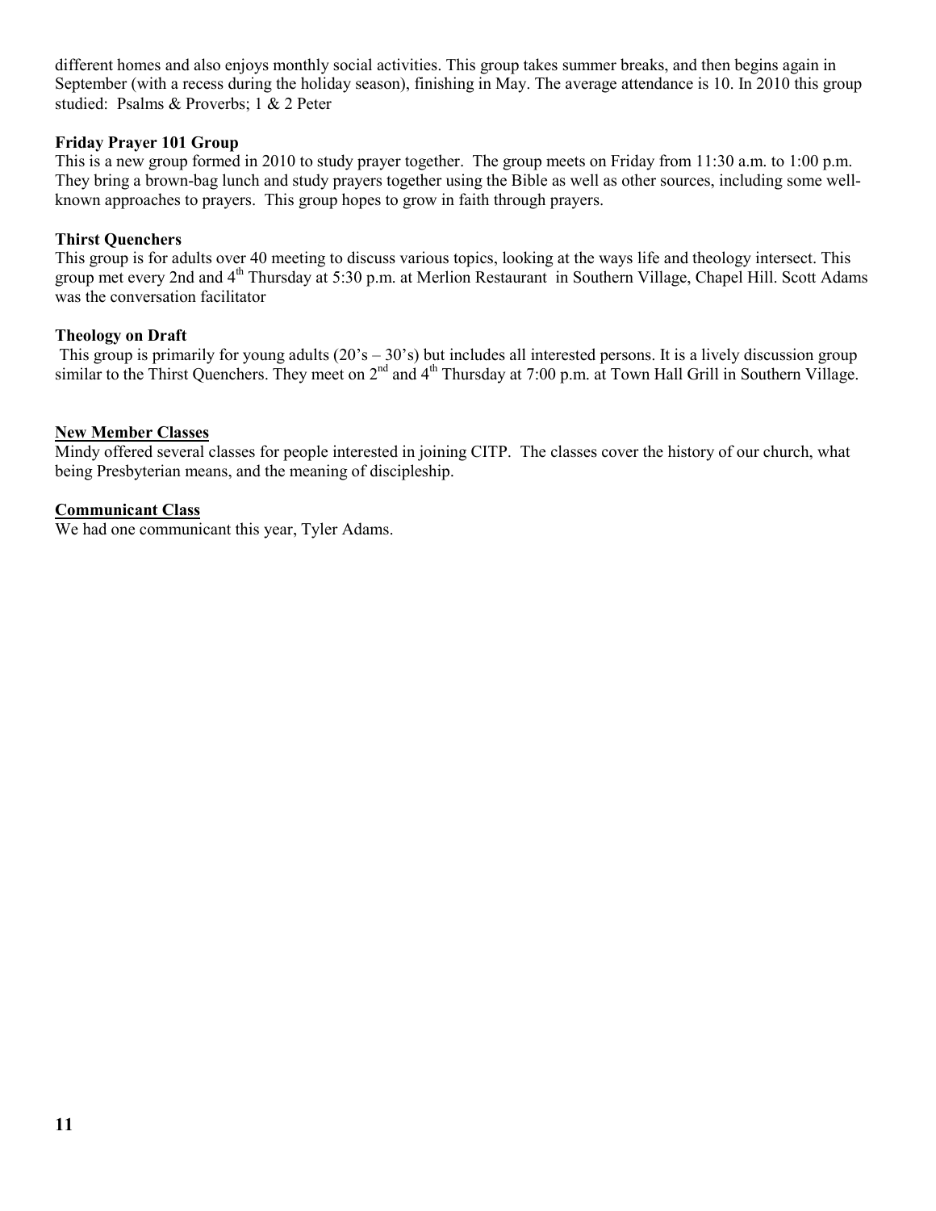different homes and also enjoys monthly social activities. This group takes summer breaks, and then begins again in September (with a recess during the holiday season), finishing in May. The average attendance is 10. In 2010 this group studied: Psalms & Proverbs; 1 & 2 Peter

**Friday Prayer 101 Group**

This is a new group formed in 2010 to study prayer together. The group meets on Friday from 11:30 a.m. to 1:00 p.m. They bring a brown-bag lunch and study prayers together using the Bible as well as other sources, including some well-known approaches to prayers. This group hopes to grow in faith through prayers.

**Thirst Quenchers**

This group is for adults over 40 meeting to discuss various topics, looking at the ways life and theology intersect. This group met every 2nd and 4th Thursday at 5:30 p.m. at Merlion Restaurant in Southern Village, Chapel Hill. Scott Adams was the conversation facilitator

**Theology on Draft**

This group is primarily for young adults (20's – 30's) but includes all interested persons. It is a lively discussion group similar to the Thirst Quenchers. They meet on 2nd and 4th Thursday at 7:00 p.m. at Town Hall Grill in Southern Village.

**New Member Classes**

Mindy offered several classes for people interested in joining CITP. The classes cover the history of our church, what being Presbyterian means, and the meaning of discipleship.

**Communicant Class**

We had one communicant this year, Tyler Adams.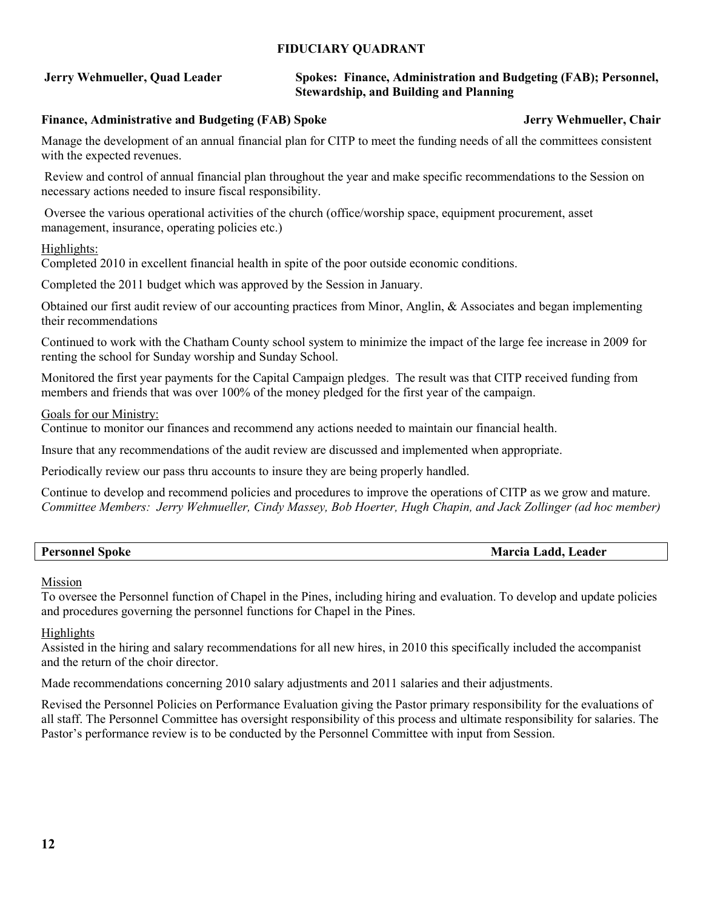# FIDUCIARY QUADRANT

**Jerry Wehmueller, Quad Leader** | **Spokes: Finance, Administration and Budgeting (FAB); Personnel, Stewardship, and Building and Planning**

## Finance, Administrative and Budgeting (FAB) Spoke — Jerry Wehmueller, Chair

Manage the development of an annual financial plan for CITP to meet the funding needs of all the committees consistent with the expected revenues.

Review and control of annual financial plan throughout the year and make specific recommendations to the Session on necessary actions needed to insure fiscal responsibility.

Oversee the various operational activities of the church (office/worship space, equipment procurement, asset management, insurance, operating policies etc.)

Highlights:

Completed 2010 in excellent financial health in spite of the poor outside economic conditions.

Completed the 2011 budget which was approved by the Session in January.

Obtained our first audit review of our accounting practices from Minor, Anglin, & Associates and began implementing their recommendations

Continued to work with the Chatham County school system to minimize the impact of the large fee increase in 2009 for renting the school for Sunday worship and Sunday School.

Monitored the first year payments for the Capital Campaign pledges. The result was that CITP received funding from members and friends that was over 100% of the money pledged for the first year of the campaign.

Goals for our Ministry:

Continue to monitor our finances and recommend any actions needed to maintain our financial health.

Insure that any recommendations of the audit review are discussed and implemented when appropriate.

Periodically review our pass thru accounts to insure they are being properly handled.

Continue to develop and recommend policies and procedures to improve the operations of CITP as we grow and mature.

*Committee Members: Jerry Wehmueller, Cindy Massey, Bob Hoerter, Hugh Chapin, and Jack Zollinger (ad hoc member)*

## Personnel Spoke — Marcia Ladd, Leader

Mission

To oversee the Personnel function of Chapel in the Pines, including hiring and evaluation. To develop and update policies and procedures governing the personnel functions for Chapel in the Pines.

Highlights

Assisted in the hiring and salary recommendations for all new hires, in 2010 this specifically included the accompanist and the return of the choir director.

Made recommendations concerning 2010 salary adjustments and 2011 salaries and their adjustments.

Revised the Personnel Policies on Performance Evaluation giving the Pastor primary responsibility for the evaluations of all staff. The Personnel Committee has oversight responsibility of this process and ultimate responsibility for salaries. The Pastor's performance review is to be conducted by the Personnel Committee with input from Session.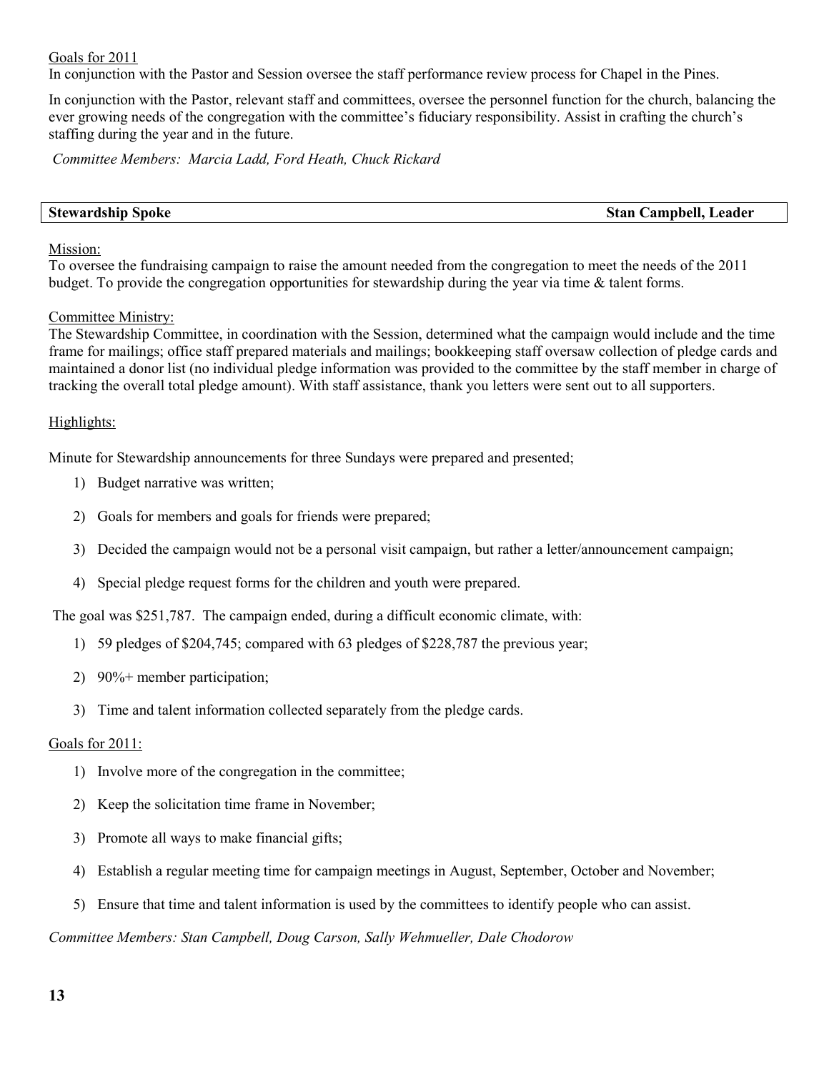Goals for 2011

In conjunction with the Pastor and Session oversee the staff performance review process for Chapel in the Pines.

In conjunction with the Pastor, relevant staff and committees, oversee the personnel function for the church, balancing the ever growing needs of the congregation with the committee's fiduciary responsibility. Assist in crafting the church's staffing during the year and in the future.

*Committee Members: Marcia Ladd, Ford Heath, Chuck Rickard*

## **Stewardship Spoke** — **Stan Campbell, Leader**

Mission:

To oversee the fundraising campaign to raise the amount needed from the congregation to meet the needs of the 2011 budget. To provide the congregation opportunities for stewardship during the year via time & talent forms.

Committee Ministry:

The Stewardship Committee, in coordination with the Session, determined what the campaign would include and the time frame for mailings; office staff prepared materials and mailings; bookkeeping staff oversaw collection of pledge cards and maintained a donor list (no individual pledge information was provided to the committee by the staff member in charge of tracking the overall total pledge amount). With staff assistance, thank you letters were sent out to all supporters.

Highlights:

Minute for Stewardship announcements for three Sundays were prepared and presented;

1) Budget narrative was written;
2) Goals for members and goals for friends were prepared;
3) Decided the campaign would not be a personal visit campaign, but rather a letter/announcement campaign;
4) Special pledge request forms for the children and youth were prepared.

The goal was $251,787. The campaign ended, during a difficult economic climate, with:

1) 59 pledges of $204,745; compared with 63 pledges of $228,787 the previous year;
2) 90%+ member participation;
3) Time and talent information collected separately from the pledge cards.

Goals for 2011:

1) Involve more of the congregation in the committee;
2) Keep the solicitation time frame in November;
3) Promote all ways to make financial gifts;
4) Establish a regular meeting time for campaign meetings in August, September, October and November;
5) Ensure that time and talent information is used by the committees to identify people who can assist.

*Committee Members: Stan Campbell, Doug Carson, Sally Wehmueller, Dale Chodorow*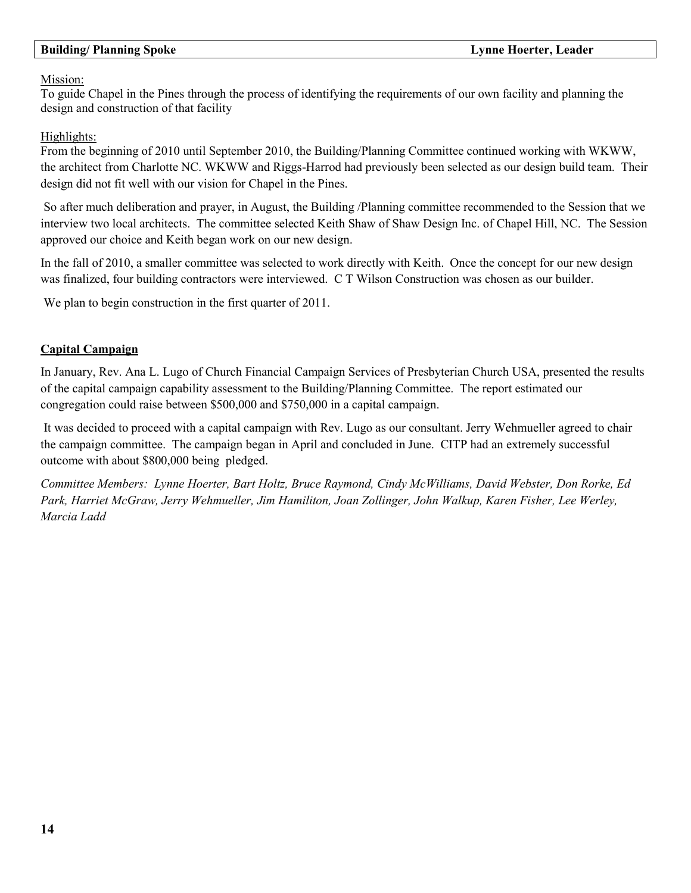**Building/ Planning Spoke** **Lynne Hoerter, Leader**

Mission:
To guide Chapel in the Pines through the process of identifying the requirements of our own facility and planning the design and construction of that facility

Highlights:
From the beginning of 2010 until September 2010, the Building/Planning Committee continued working with WKWW, the architect from Charlotte NC. WKWW and Riggs-Harrod had previously been selected as our design build team. Their design did not fit well with our vision for Chapel in the Pines.

So after much deliberation and prayer, in August, the Building /Planning committee recommended to the Session that we interview two local architects. The committee selected Keith Shaw of Shaw Design Inc. of Chapel Hill, NC. The Session approved our choice and Keith began work on our new design.

In the fall of 2010, a smaller committee was selected to work directly with Keith. Once the concept for our new design was finalized, four building contractors were interviewed. C T Wilson Construction was chosen as our builder.

We plan to begin construction in the first quarter of 2011.

## Capital Campaign

In January, Rev. Ana L. Lugo of Church Financial Campaign Services of Presbyterian Church USA, presented the results of the capital campaign capability assessment to the Building/Planning Committee. The report estimated our congregation could raise between $500,000 and $750,000 in a capital campaign.

It was decided to proceed with a capital campaign with Rev. Lugo as our consultant. Jerry Wehmueller agreed to chair the campaign committee. The campaign began in April and concluded in June. CITP had an extremely successful outcome with about $800,000 being pledged.

*Committee Members: Lynne Hoerter, Bart Holtz, Bruce Raymond, Cindy McWilliams, David Webster, Don Rorke, Ed Park, Harriet McGraw, Jerry Wehmueller, Jim Hamiliton, Joan Zollinger, John Walkup, Karen Fisher, Lee Werley, Marcia Ladd*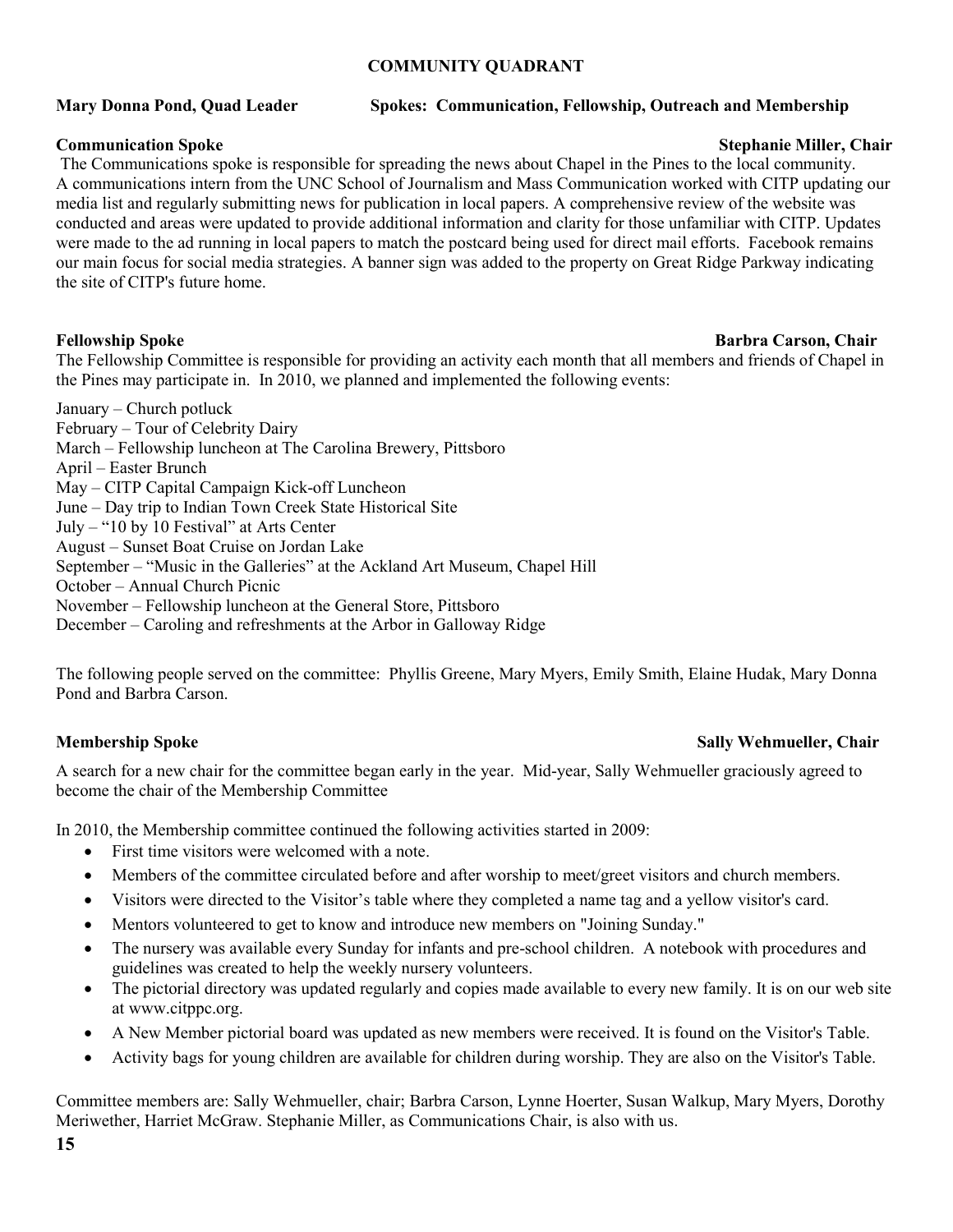## COMMUNITY QUADRANT

**Mary Donna Pond, Quad Leader** **Spokes: Communication, Fellowship, Outreach and Membership**

### Communication Spoke — Stephanie Miller, Chair

The Communications spoke is responsible for spreading the news about Chapel in the Pines to the local community. A communications intern from the UNC School of Journalism and Mass Communication worked with CITP updating our media list and regularly submitting news for publication in local papers. A comprehensive review of the website was conducted and areas were updated to provide additional information and clarity for those unfamiliar with CITP. Updates were made to the ad running in local papers to match the postcard being used for direct mail efforts. Facebook remains our main focus for social media strategies. A banner sign was added to the property on Great Ridge Parkway indicating the site of CITP's future home.

### Fellowship Spoke — Barbra Carson, Chair

The Fellowship Committee is responsible for providing an activity each month that all members and friends of Chapel in the Pines may participate in. In 2010, we planned and implemented the following events:

January – Church potluck
February – Tour of Celebrity Dairy
March – Fellowship luncheon at The Carolina Brewery, Pittsboro
April – Easter Brunch
May – CITP Capital Campaign Kick-off Luncheon
June – Day trip to Indian Town Creek State Historical Site
July – "10 by 10 Festival" at Arts Center
August – Sunset Boat Cruise on Jordan Lake
September – "Music in the Galleries" at the Ackland Art Museum, Chapel Hill
October – Annual Church Picnic
November – Fellowship luncheon at the General Store, Pittsboro
December – Caroling and refreshments at the Arbor in Galloway Ridge

The following people served on the committee: Phyllis Greene, Mary Myers, Emily Smith, Elaine Hudak, Mary Donna Pond and Barbra Carson.

### Membership Spoke — Sally Wehmueller, Chair

A search for a new chair for the committee began early in the year. Mid-year, Sally Wehmueller graciously agreed to become the chair of the Membership Committee

In 2010, the Membership committee continued the following activities started in 2009:

- First time visitors were welcomed with a note.
- Members of the committee circulated before and after worship to meet/greet visitors and church members.
- Visitors were directed to the Visitor's table where they completed a name tag and a yellow visitor's card.
- Mentors volunteered to get to know and introduce new members on "Joining Sunday."
- The nursery was available every Sunday for infants and pre-school children. A notebook with procedures and guidelines was created to help the weekly nursery volunteers.
- The pictorial directory was updated regularly and copies made available to every new family. It is on our web site at www.citppc.org.
- A New Member pictorial board was updated as new members were received. It is found on the Visitor's Table.
- Activity bags for young children are available for children during worship. They are also on the Visitor's Table.

Committee members are: Sally Wehmueller, chair; Barbra Carson, Lynne Hoerter, Susan Walkup, Mary Myers, Dorothy Meriwether, Harriet McGraw. Stephanie Miller, as Communications Chair, is also with us.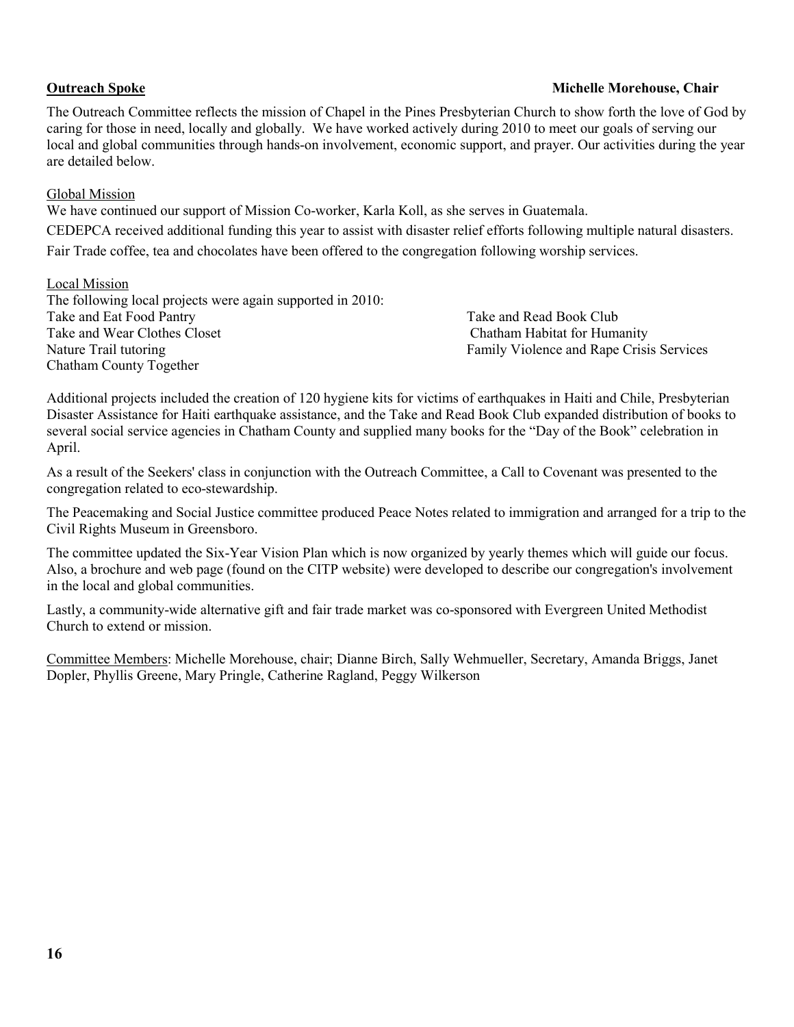**Outreach Spoke** **Michelle Morehouse, Chair**

The Outreach Committee reflects the mission of Chapel in the Pines Presbyterian Church to show forth the love of God by caring for those in need, locally and globally. We have worked actively during 2010 to meet our goals of serving our local and global communities through hands-on involvement, economic support, and prayer. Our activities during the year are detailed below.

Global Mission

We have continued our support of Mission Co-worker, Karla Koll, as she serves in Guatemala.

CEDEPCA received additional funding this year to assist with disaster relief efforts following multiple natural disasters.

Fair Trade coffee, tea and chocolates have been offered to the congregation following worship services.

Local Mission

The following local projects were again supported in 2010:

Take and Eat Food Pantry

Take and Wear Clothes Closet

Nature Trail tutoring

Chatham County Together

Take and Read Book Club

Chatham Habitat for Humanity

Family Violence and Rape Crisis Services

Additional projects included the creation of 120 hygiene kits for victims of earthquakes in Haiti and Chile, Presbyterian Disaster Assistance for Haiti earthquake assistance, and the Take and Read Book Club expanded distribution of books to several social service agencies in Chatham County and supplied many books for the "Day of the Book" celebration in April.

As a result of the Seekers' class in conjunction with the Outreach Committee, a Call to Covenant was presented to the congregation related to eco-stewardship.

The Peacemaking and Social Justice committee produced Peace Notes related to immigration and arranged for a trip to the Civil Rights Museum in Greensboro.

The committee updated the Six-Year Vision Plan which is now organized by yearly themes which will guide our focus. Also, a brochure and web page (found on the CITP website) were developed to describe our congregation's involvement in the local and global communities.

Lastly, a community-wide alternative gift and fair trade market was co-sponsored with Evergreen United Methodist Church to extend or mission.

Committee Members: Michelle Morehouse, chair; Dianne Birch, Sally Wehmueller, Secretary, Amanda Briggs, Janet Dopler, Phyllis Greene, Mary Pringle, Catherine Ragland, Peggy Wilkerson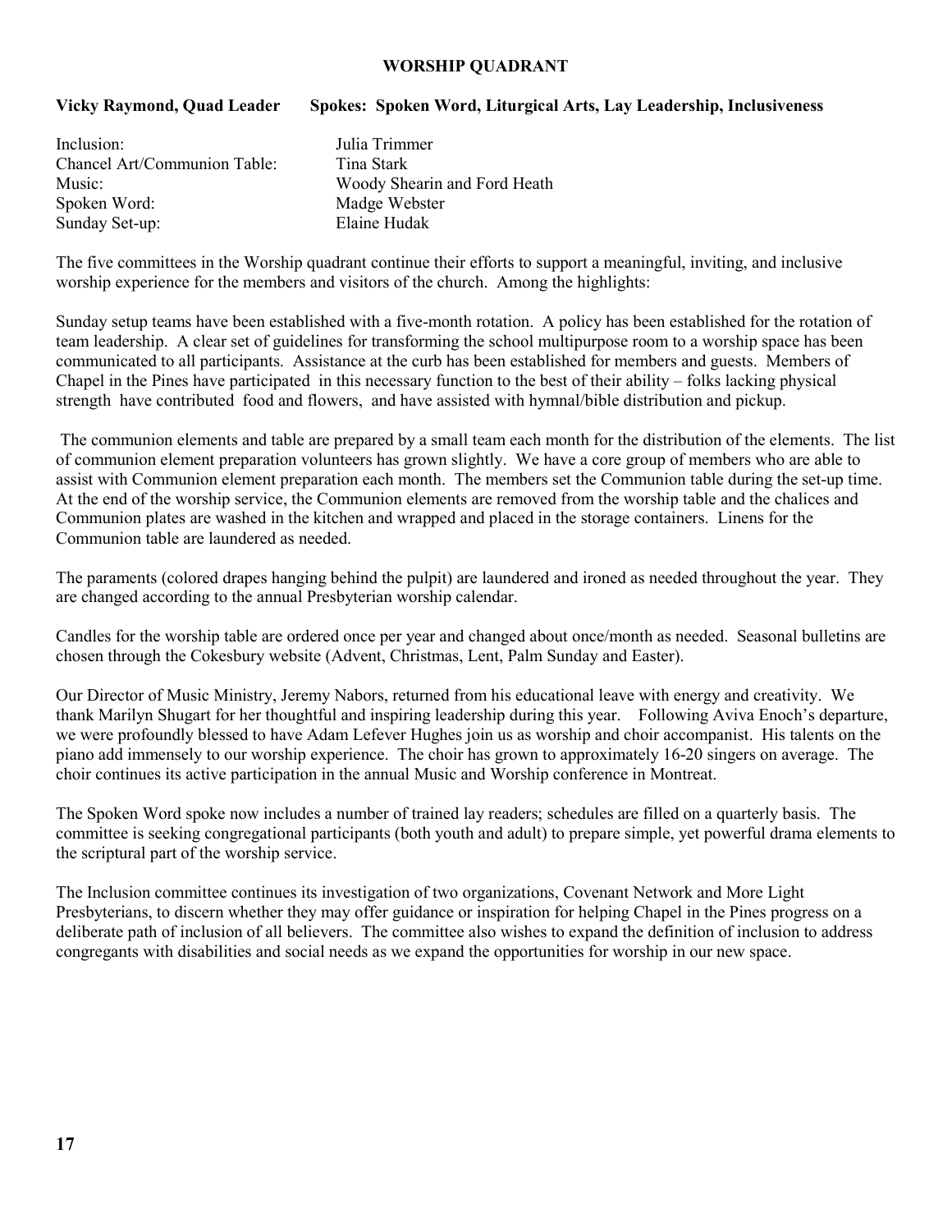## WORSHIP QUADRANT

**Vicky Raymond, Quad Leader** **Spokes: Spoken Word, Liturgical Arts, Lay Leadership, Inclusiveness**

| | |
|---|---|
| Inclusion: | Julia Trimmer |
| Chancel Art/Communion Table: | Tina Stark |
| Music: | Woody Shearin and Ford Heath |
| Spoken Word: | Madge Webster |
| Sunday Set-up: | Elaine Hudak |

The five committees in the Worship quadrant continue their efforts to support a meaningful, inviting, and inclusive worship experience for the members and visitors of the church. Among the highlights:

Sunday setup teams have been established with a five-month rotation. A policy has been established for the rotation of team leadership. A clear set of guidelines for transforming the school multipurpose room to a worship space has been communicated to all participants. Assistance at the curb has been established for members and guests. Members of Chapel in the Pines have participated in this necessary function to the best of their ability – folks lacking physical strength have contributed food and flowers, and have assisted with hymnal/bible distribution and pickup.

The communion elements and table are prepared by a small team each month for the distribution of the elements. The list of communion element preparation volunteers has grown slightly. We have a core group of members who are able to assist with Communion element preparation each month. The members set the Communion table during the set-up time. At the end of the worship service, the Communion elements are removed from the worship table and the chalices and Communion plates are washed in the kitchen and wrapped and placed in the storage containers. Linens for the Communion table are laundered as needed.

The paraments (colored drapes hanging behind the pulpit) are laundered and ironed as needed throughout the year. They are changed according to the annual Presbyterian worship calendar.

Candles for the worship table are ordered once per year and changed about once/month as needed. Seasonal bulletins are chosen through the Cokesbury website (Advent, Christmas, Lent, Palm Sunday and Easter).

Our Director of Music Ministry, Jeremy Nabors, returned from his educational leave with energy and creativity. We thank Marilyn Shugart for her thoughtful and inspiring leadership during this year. Following Aviva Enoch's departure, we were profoundly blessed to have Adam Lefever Hughes join us as worship and choir accompanist. His talents on the piano add immensely to our worship experience. The choir has grown to approximately 16-20 singers on average. The choir continues its active participation in the annual Music and Worship conference in Montreat.

The Spoken Word spoke now includes a number of trained lay readers; schedules are filled on a quarterly basis. The committee is seeking congregational participants (both youth and adult) to prepare simple, yet powerful drama elements to the scriptural part of the worship service.

The Inclusion committee continues its investigation of two organizations, Covenant Network and More Light Presbyterians, to discern whether they may offer guidance or inspiration for helping Chapel in the Pines progress on a deliberate path of inclusion of all believers. The committee also wishes to expand the definition of inclusion to address congregants with disabilities and social needs as we expand the opportunities for worship in our new space.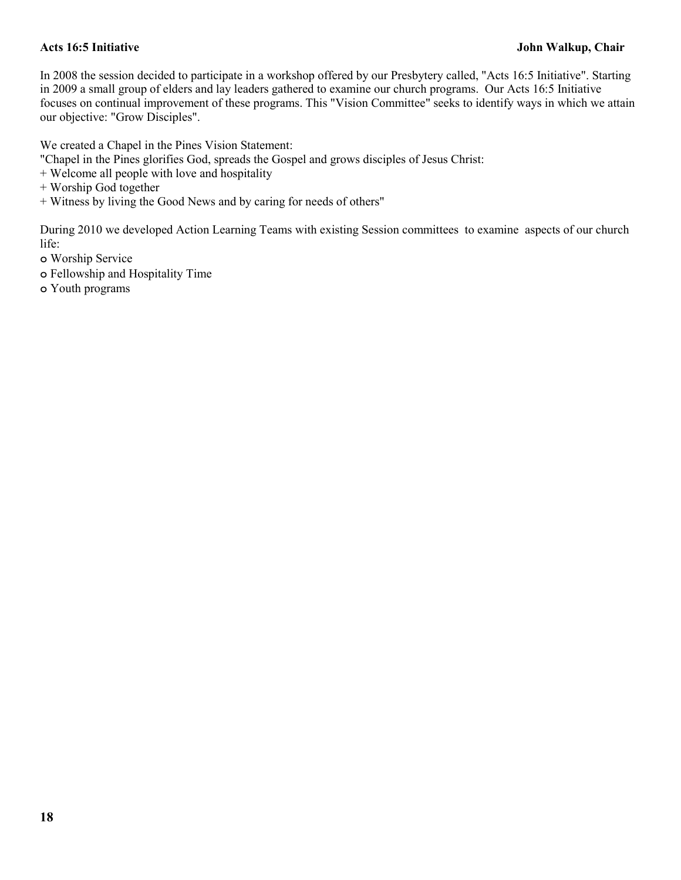## Acts 16:5 Initiative — John Walkup, Chair

In 2008 the session decided to participate in a workshop offered by our Presbytery called, "Acts 16:5 Initiative". Starting in 2009 a small group of elders and lay leaders gathered to examine our church programs. Our Acts 16:5 Initiative focuses on continual improvement of these programs. This "Vision Committee" seeks to identify ways in which we attain our objective: "Grow Disciples".

We created a Chapel in the Pines Vision Statement:

"Chapel in the Pines glorifies God, spreads the Gospel and grows disciples of Jesus Christ:

+ Welcome all people with love and hospitality
+ Worship God together
+ Witness by living the Good News and by caring for needs of others"

During 2010 we developed Action Learning Teams with existing Session committees to examine aspects of our church life:

- Worship Service
- Fellowship and Hospitality Time
- Youth programs